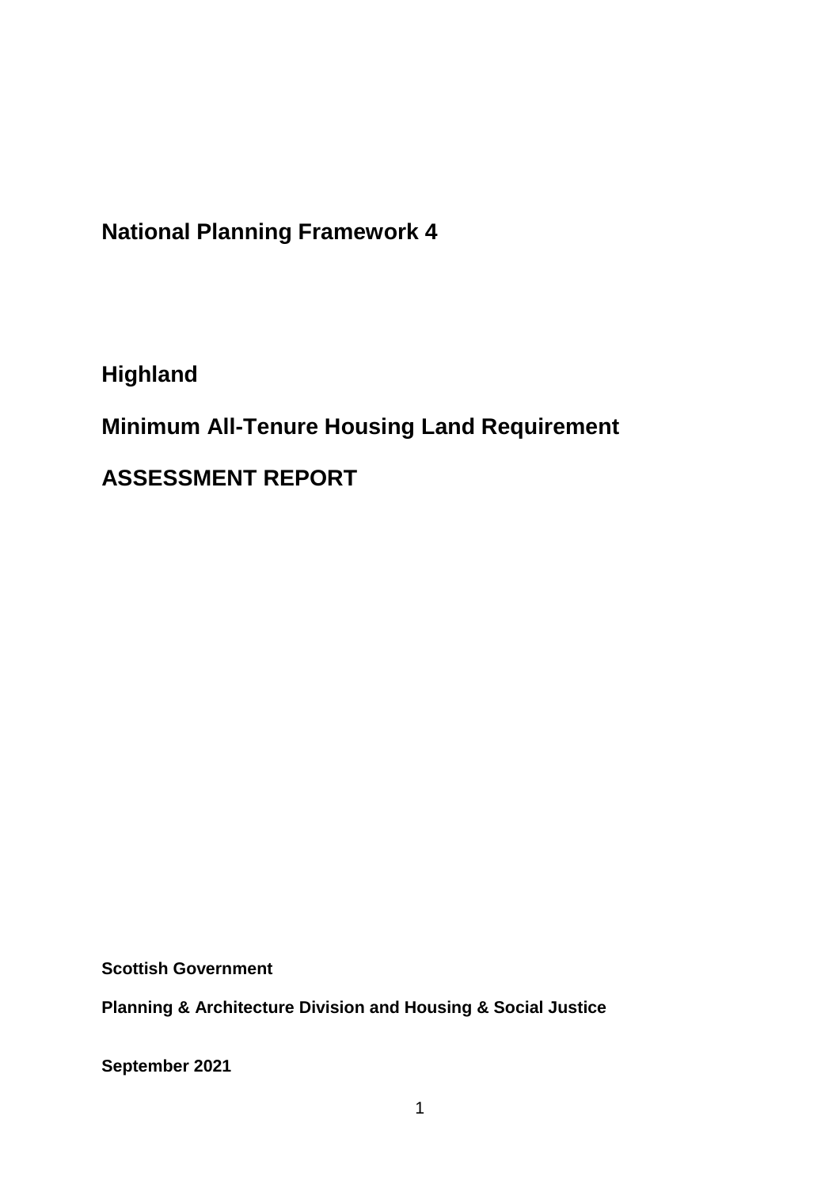# National Planning Framework 4

## Highland

## Minimum All-Tenure Housing Land Requirement

## ASSESSMENT REPORT

**Scottish Government**

**Planning & Architecture Division and Housing & Social Justice**

**September 2021**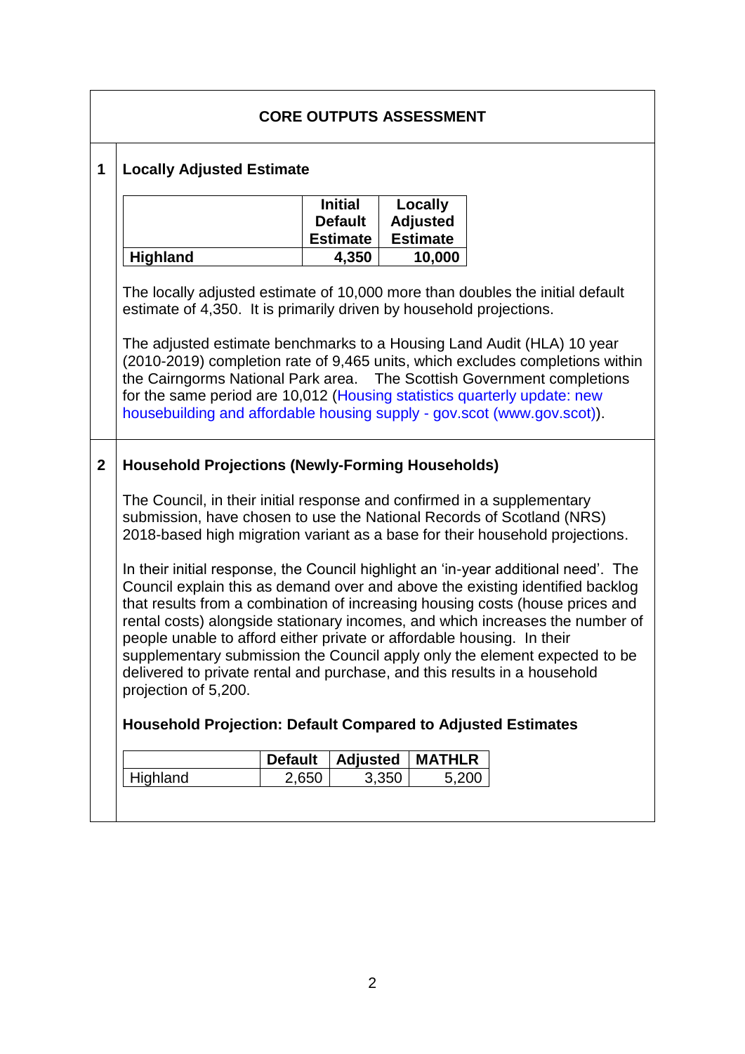## CORE OUTPUTS ASSESSMENT

### 1 Locally Adjusted Estimate

| | Initial Default Estimate | Locally Adjusted Estimate |
|---|---|---|
| **Highland** | **4,350** | **10,000** |

The locally adjusted estimate of 10,000 more than doubles the initial default estimate of 4,350. It is primarily driven by household projections.

The adjusted estimate benchmarks to a Housing Land Audit (HLA) 10 year (2010-2019) completion rate of 9,465 units, which excludes completions within the Cairngorms National Park area. The Scottish Government completions for the same period are 10,012 (Housing statistics quarterly update: new housebuilding and affordable housing supply - gov.scot (www.gov.scot)).

### 2 Household Projections (Newly-Forming Households)

The Council, in their initial response and confirmed in a supplementary submission, have chosen to use the National Records of Scotland (NRS) 2018-based high migration variant as a base for their household projections.

In their initial response, the Council highlight an 'in-year additional need'. The Council explain this as demand over and above the existing identified backlog that results from a combination of increasing housing costs (house prices and rental costs) alongside stationary incomes, and which increases the number of people unable to afford either private or affordable housing. In their supplementary submission the Council apply only the element expected to be delivered to private rental and purchase, and this results in a household projection of 5,200.

**Household Projection: Default Compared to Adjusted Estimates**

| | Default | Adjusted | MATHLR |
|---|---|---|---|
| Highland | 2,650 | 3,350 | 5,200 |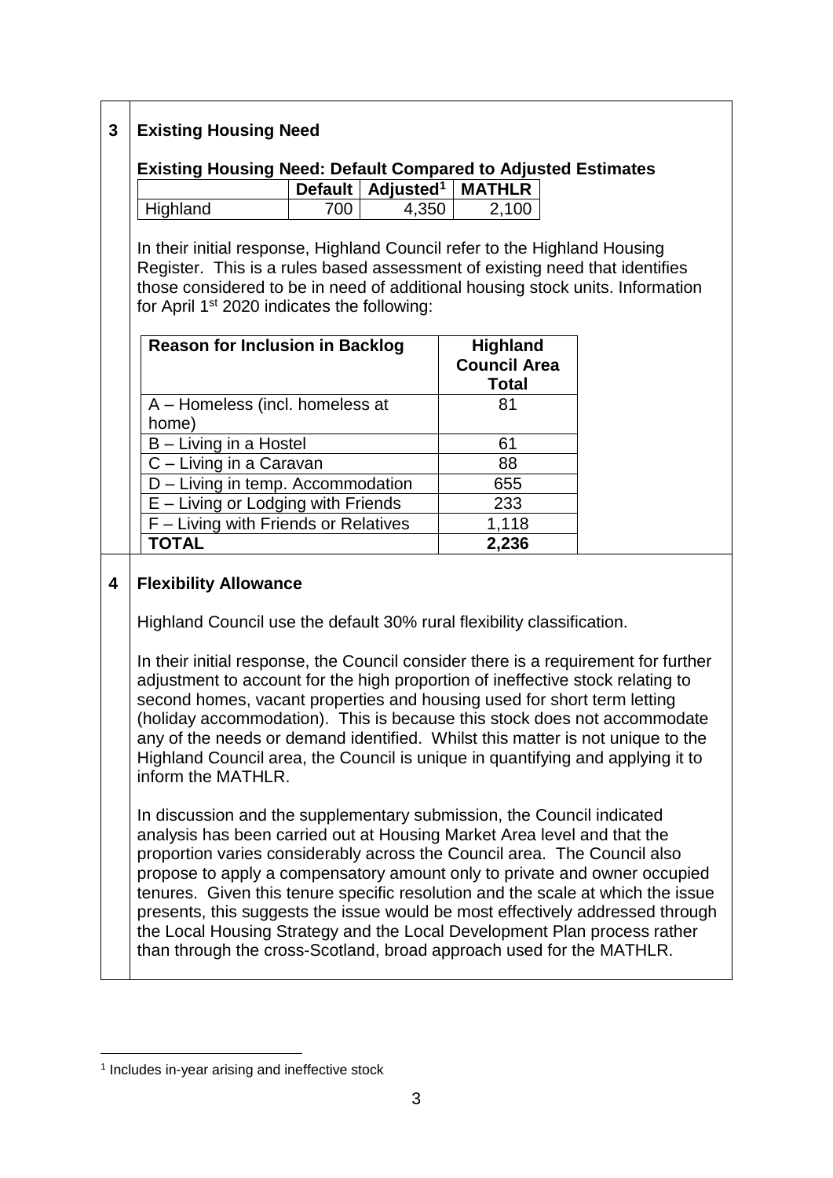## 3 Existing Housing Need

**Existing Housing Need: Default Compared to Adjusted Estimates**

| | Default | Adjusted[1] | MATHLR |
|---|---|---|---|
| Highland | 700 | 4,350 | 2,100 |

In their initial response, Highland Council refer to the Highland Housing Register. This is a rules based assessment of existing need that identifies those considered to be in need of additional housing stock units. Information for April 1st 2020 indicates the following:

| Reason for Inclusion in Backlog | Highland Council Area Total |
|---|---|
| A – Homeless (incl. homeless at home) | 81 |
| B – Living in a Hostel | 61 |
| C – Living in a Caravan | 88 |
| D – Living in temp. Accommodation | 655 |
| E – Living or Lodging with Friends | 233 |
| F – Living with Friends or Relatives | 1,118 |
| **TOTAL** | **2,236** |

## 4 Flexibility Allowance

Highland Council use the default 30% rural flexibility classification.

In their initial response, the Council consider there is a requirement for further adjustment to account for the high proportion of ineffective stock relating to second homes, vacant properties and housing used for short term letting (holiday accommodation). This is because this stock does not accommodate any of the needs or demand identified. Whilst this matter is not unique to the Highland Council area, the Council is unique in quantifying and applying it to inform the MATHLR.

In discussion and the supplementary submission, the Council indicated analysis has been carried out at Housing Market Area level and that the proportion varies considerably across the Council area. The Council also propose to apply a compensatory amount only to private and owner occupied tenures. Given this tenure specific resolution and the scale at which the issue presents, this suggests the issue would be most effectively addressed through the Local Housing Strategy and the Local Development Plan process rather than through the cross-Scotland, broad approach used for the MATHLR.

---

[1] Includes in-year arising and ineffective stock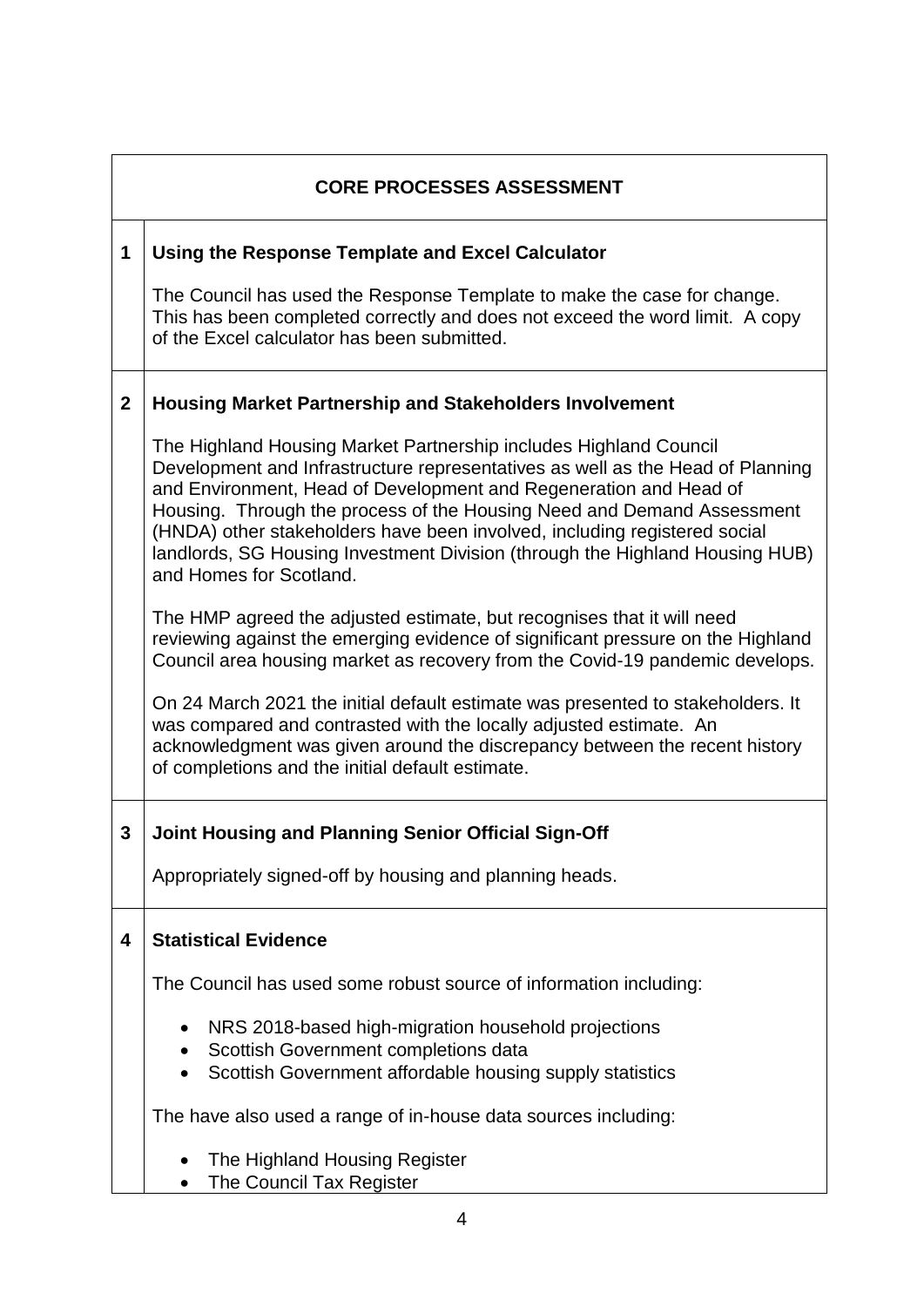| CORE PROCESSES ASSESSMENT | |
|---|---|
| **1** | **Using the Response Template and Excel Calculator**<br><br>The Council has used the Response Template to make the case for change. This has been completed correctly and does not exceed the word limit. A copy of the Excel calculator has been submitted. |
| **2** | **Housing Market Partnership and Stakeholders Involvement**<br><br>The Highland Housing Market Partnership includes Highland Council Development and Infrastructure representatives as well as the Head of Planning and Environment, Head of Development and Regeneration and Head of Housing. Through the process of the Housing Need and Demand Assessment (HNDA) other stakeholders have been involved, including registered social landlords, SG Housing Investment Division (through the Highland Housing HUB) and Homes for Scotland.<br><br>The HMP agreed the adjusted estimate, but recognises that it will need reviewing against the emerging evidence of significant pressure on the Highland Council area housing market as recovery from the Covid-19 pandemic develops.<br><br>On 24 March 2021 the initial default estimate was presented to stakeholders. It was compared and contrasted with the locally adjusted estimate. An acknowledgment was given around the discrepancy between the recent history of completions and the initial default estimate. |
| **3** | **Joint Housing and Planning Senior Official Sign-Off**<br><br>Appropriately signed-off by housing and planning heads. |
| **4** | **Statistical Evidence**<br><br>The Council has used some robust source of information including:<br><br>• NRS 2018-based high-migration household projections<br>• Scottish Government completions data<br>• Scottish Government affordable housing supply statistics<br><br>The have also used a range of in-house data sources including:<br><br>• The Highland Housing Register<br>• The Council Tax Register |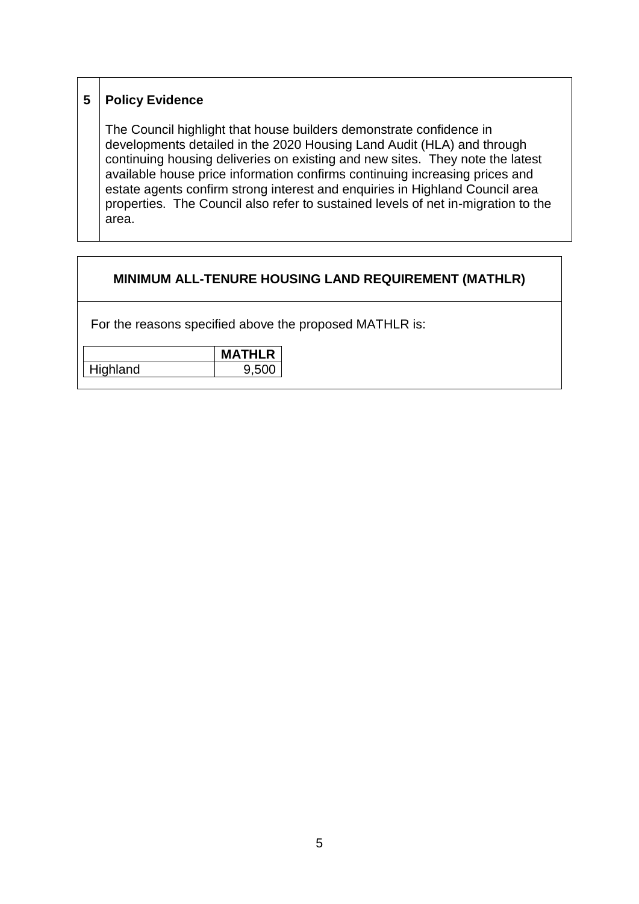## 5 Policy Evidence

The Council highlight that house builders demonstrate confidence in developments detailed in the 2020 Housing Land Audit (HLA) and through continuing housing deliveries on existing and new sites. They note the latest available house price information confirms continuing increasing prices and estate agents confirm strong interest and enquiries in Highland Council area properties. The Council also refer to sustained levels of net in-migration to the area.

## MINIMUM ALL-TENURE HOUSING LAND REQUIREMENT (MATHLR)

For the reasons specified above the proposed MATHLR is:

| | **MATHLR** |
|---|---|
| Highland | 9,500 |